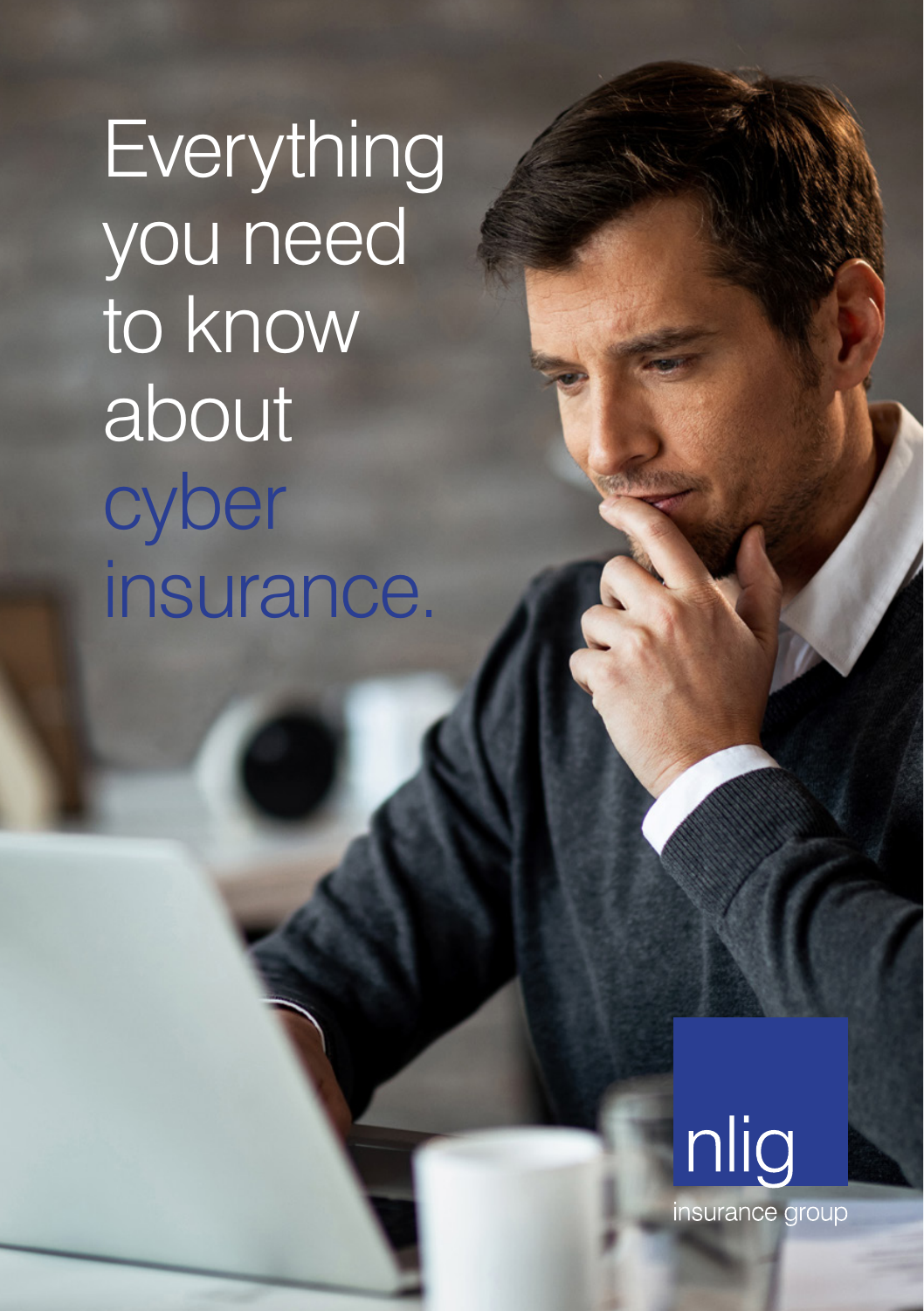# Everything you need to know about cyber insurance.

nlig

insurance group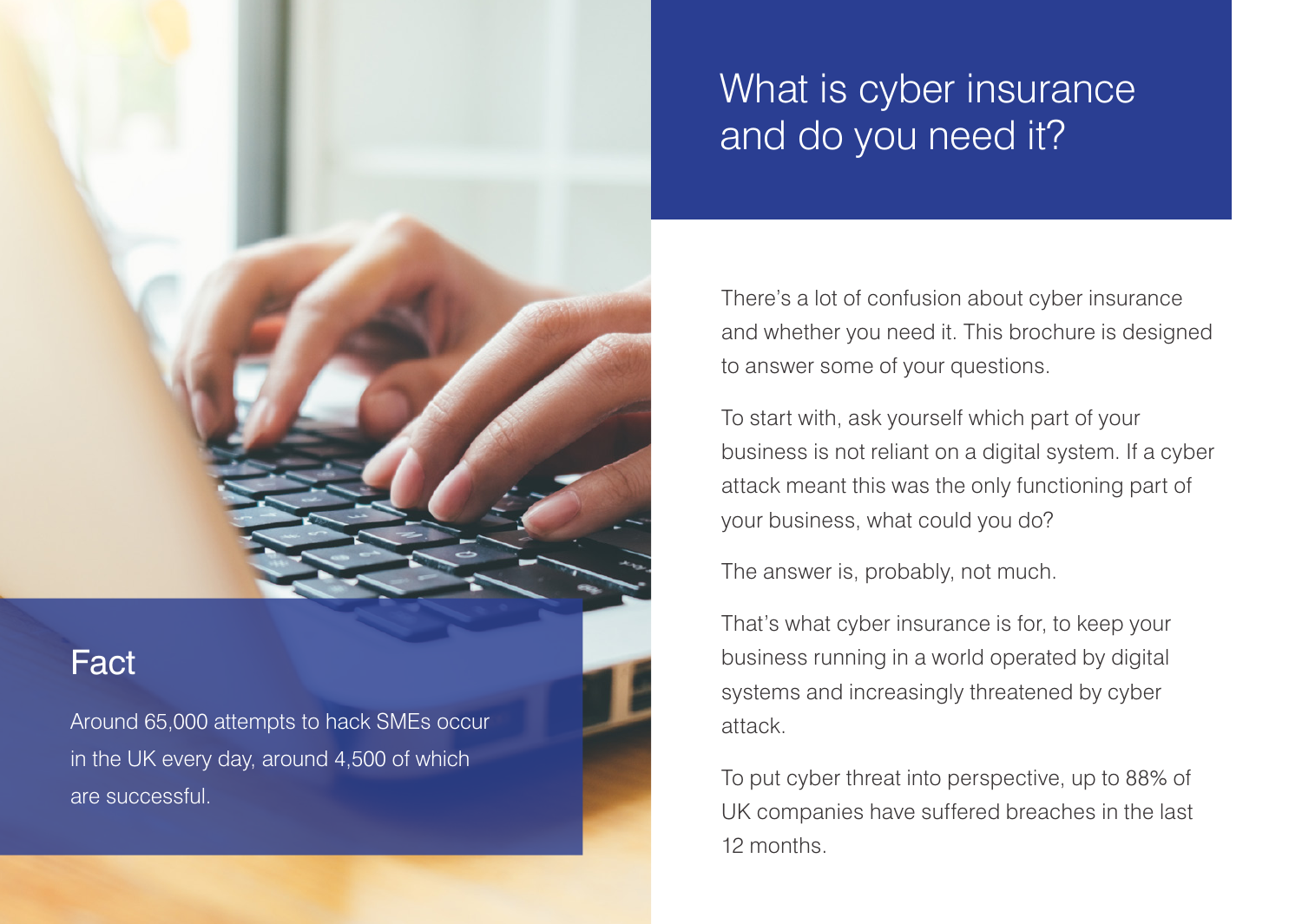# What is cyber insurance and do you need it?

There's a lot of confusion about cyber insurance and whether you need it. This brochure is designed to answer some of your questions.

To start with, ask yourself which part of your business is not reliant on a digital system. If a cyber attack meant this was the only functioning part of your business, what could you do?

The answer is, probably, not much.

That's what cyber insurance is for, to keep your business running in a world operated by digital systems and increasingly threatened by cyber attack.

To put cyber threat into perspective, up to 88% of UK companies have suffered breaches in the last 12 months.

## Fact

Around 65,000 attempts to hack SMEs occur in the UK every day, around 4,500 of which are successful.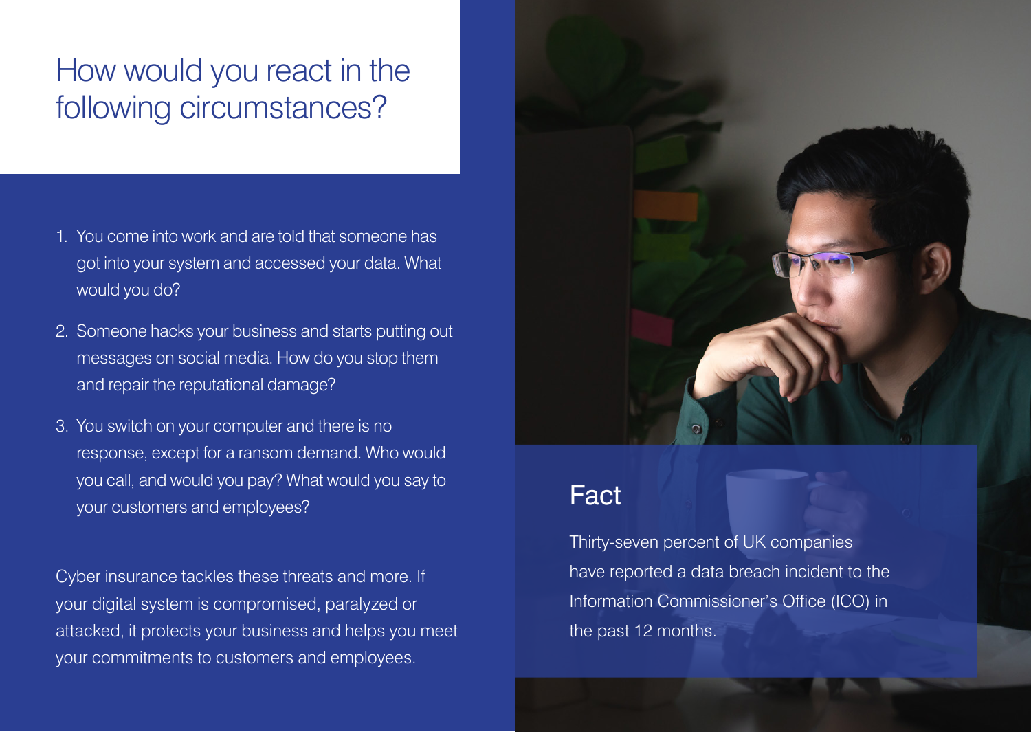# How would you react in the following circumstances?

1. You come into work and are told that someone has got into your system and accessed your data. What would you do?
2. Someone hacks your business and starts putting out messages on social media. How do you stop them and repair the reputational damage?
3. You switch on your computer and there is no response, except for a ransom demand. Who would you call, and would you pay? What would you say to your customers and employees?

Cyber insurance tackles these threats and more. If your digital system is compromised, paralyzed or attacked, it protects your business and helps you meet your commitments to customers and employees.

## Fact

Thirty-seven percent of UK companies have reported a data breach incident to the Information Commissioner's Office (ICO) in the past 12 months.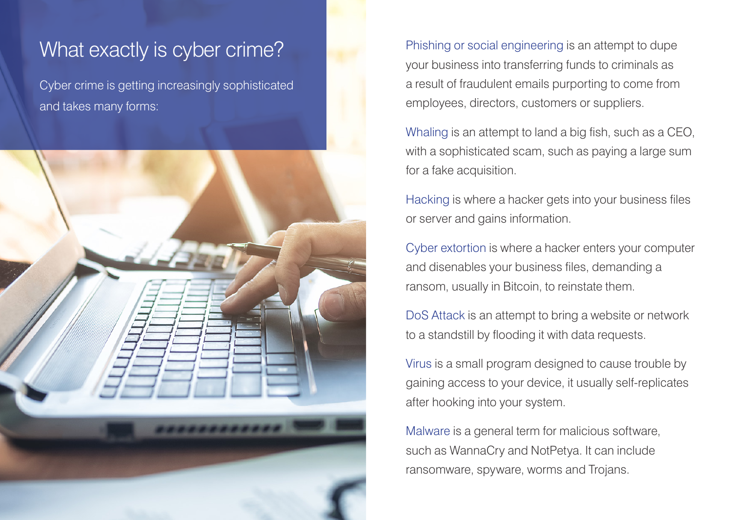# What exactly is cyber crime?

Cyber crime is getting increasingly sophisticated and takes many forms:

**Phishing or social engineering** is an attempt to dupe your business into transferring funds to criminals as a result of fraudulent emails purporting to come from employees, directors, customers or suppliers.

**Whaling** is an attempt to land a big fish, such as a CEO, with a sophisticated scam, such as paying a large sum for a fake acquisition.

**Hacking** is where a hacker gets into your business files or server and gains information.

**Cyber extortion** is where a hacker enters your computer and disenables your business files, demanding a ransom, usually in Bitcoin, to reinstate them.

**DoS Attack** is an attempt to bring a website or network to a standstill by flooding it with data requests.

**Virus** is a small program designed to cause trouble by gaining access to your device, it usually self-replicates after hooking into your system.

**Malware** is a general term for malicious software, such as WannaCry and NotPetya. It can include ransomware, spyware, worms and Trojans.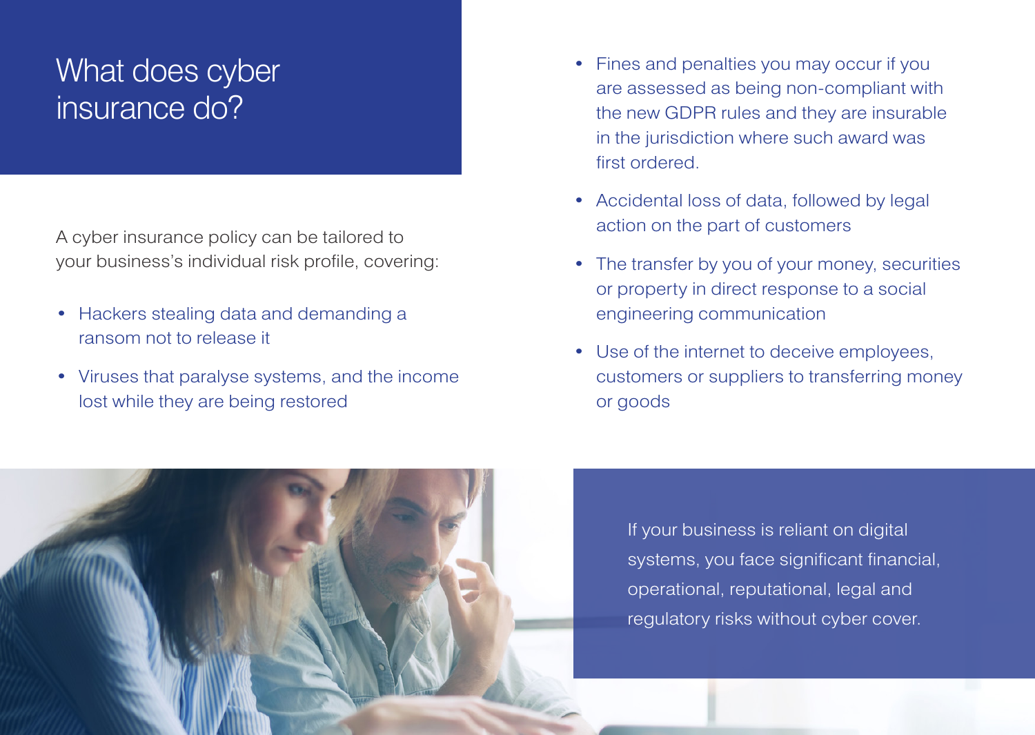# What does cyber insurance do?

A cyber insurance policy can be tailored to your business's individual risk profile, covering:

- Hackers stealing data and demanding a ransom not to release it
- Viruses that paralyse systems, and the income lost while they are being restored
- Fines and penalties you may occur if you are assessed as being non-compliant with the new GDPR rules and they are insurable in the jurisdiction where such award was first ordered.
- Accidental loss of data, followed by legal action on the part of customers
- The transfer by you of your money, securities or property in direct response to a social engineering communication
- Use of the internet to deceive employees, customers or suppliers to transferring money or goods

If your business is reliant on digital systems, you face significant financial, operational, reputational, legal and regulatory risks without cyber cover.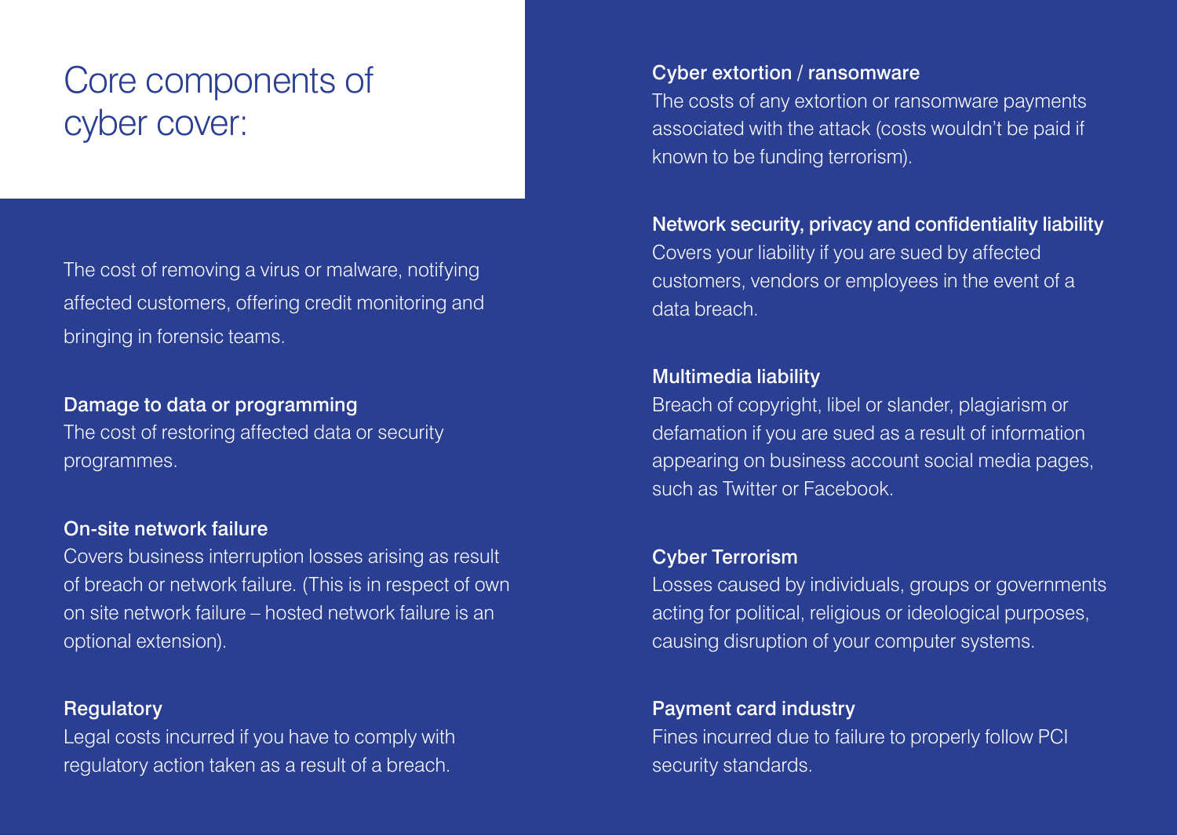# Core components of cyber cover:

The cost of removing a virus or malware, notifying affected customers, offering credit monitoring and bringing in forensic teams.

**Damage to data or programming**
The cost of restoring affected data or security programmes.

**On-site network failure**
Covers business interruption losses arising as result of breach or network failure. (This is in respect of own on site network failure – hosted network failure is an optional extension).

**Regulatory**
Legal costs incurred if you have to comply with regulatory action taken as a result of a breach.

**Cyber extortion / ransomware**
The costs of any extortion or ransomware payments associated with the attack (costs wouldn't be paid if known to be funding terrorism).

**Network security, privacy and confidentiality liability**
Covers your liability if you are sued by affected customers, vendors or employees in the event of a data breach.

**Multimedia liability**
Breach of copyright, libel or slander, plagiarism or defamation if you are sued as a result of information appearing on business account social media pages, such as Twitter or Facebook.

**Cyber Terrorism**
Losses caused by individuals, groups or governments acting for political, religious or ideological purposes, causing disruption of your computer systems.

**Payment card industry**
Fines incurred due to failure to properly follow PCI security standards.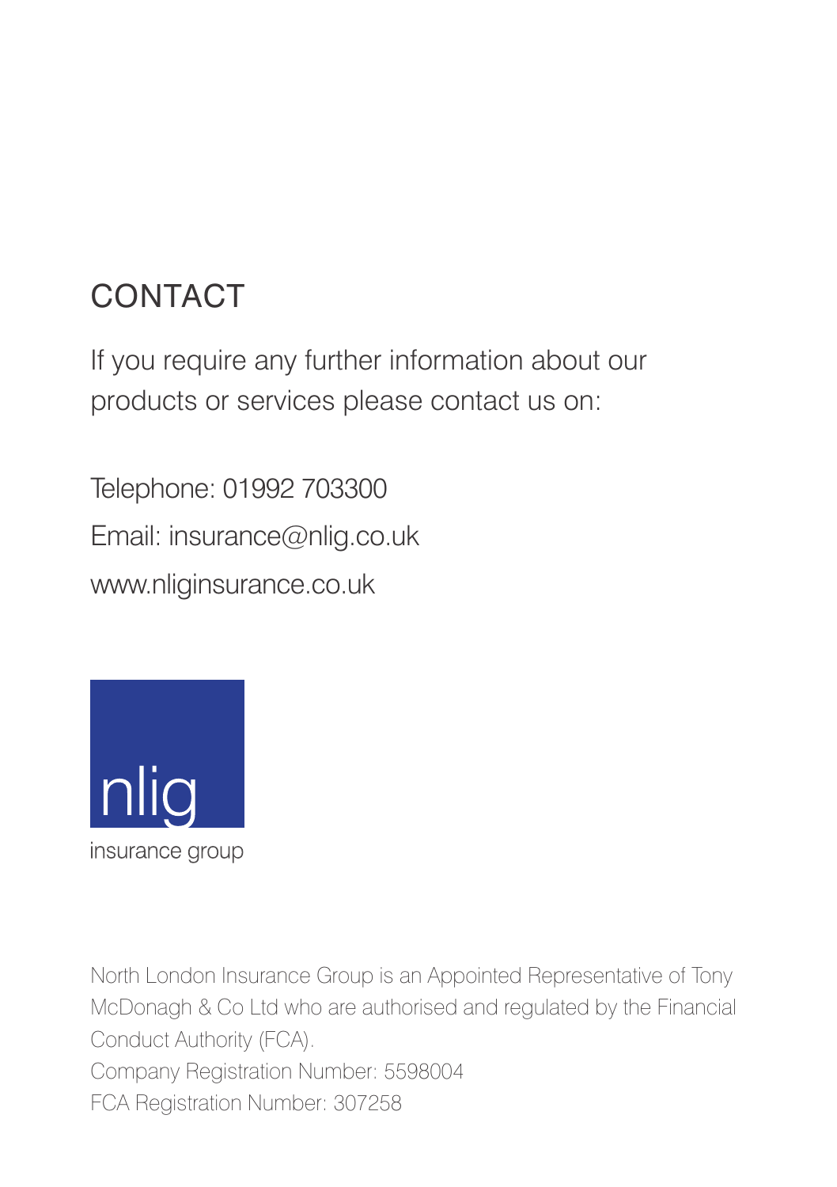## CONTACT

If you require any further information about our products or services please contact us on:

Telephone: 01992 703300

Email: insurance@nlig.co.uk

www.nliginsurance.co.uk

nlig

insurance group

North London Insurance Group is an Appointed Representative of Tony McDonagh & Co Ltd who are authorised and regulated by the Financial Conduct Authority (FCA).

Company Registration Number: 5598004

FCA Registration Number: 307258